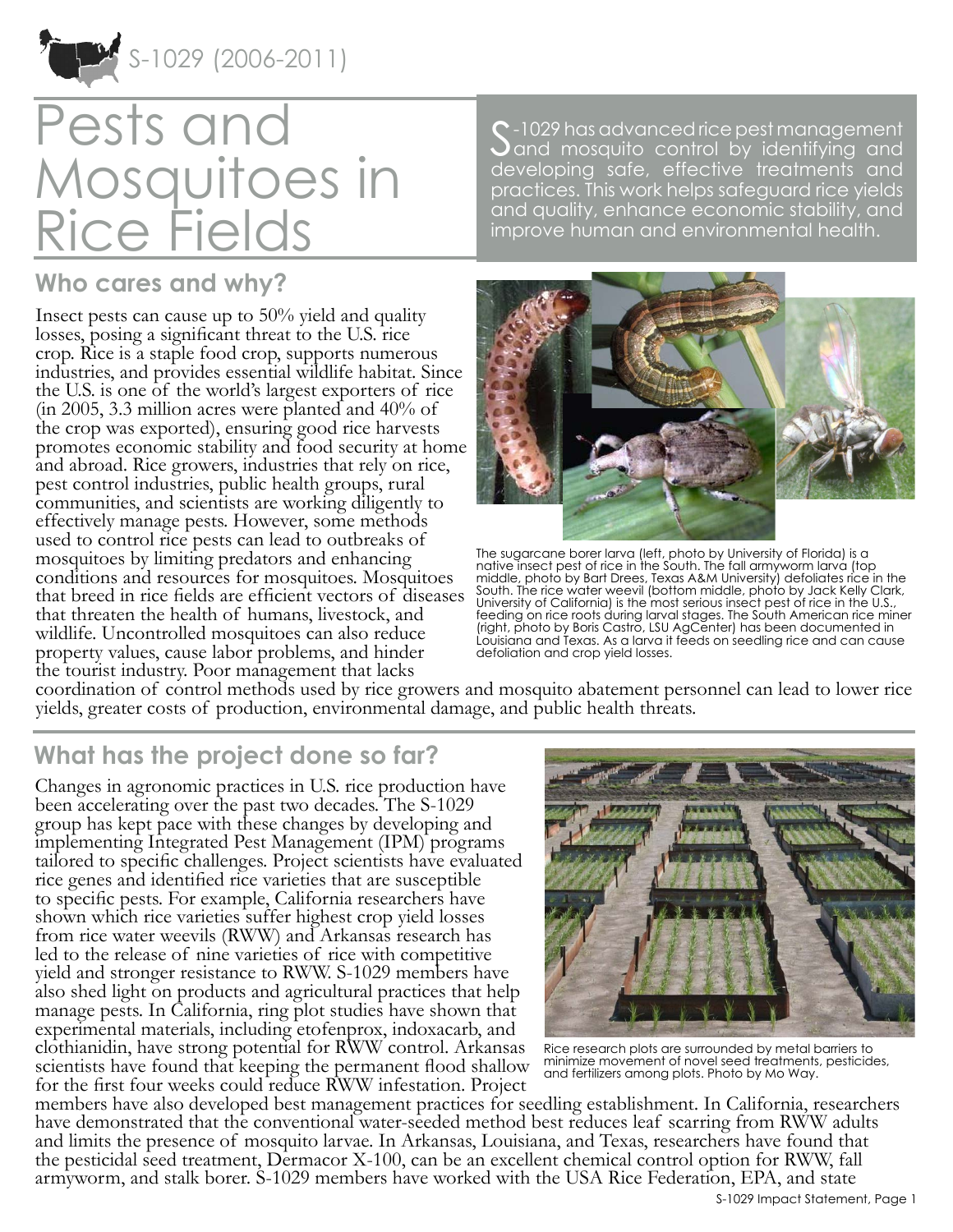S-1029 (2006-2011)

# Pests and Mosquitoes in Rice Fields

S-1029 has advanced rice pest management and mosquito control by identifying and developing safe, effective treatments and practices. This work helps safeguard rice yields and quality, enhance economic stability, and improve human and environmental health.

## Who cares and why?

Insect pests can cause up to 50% yield and quality losses, posing a significant threat to the U.S. rice crop. Rice is a staple food crop, supports numerous industries, and provides essential wildlife habitat. Since the U.S. is one of the world's largest exporters of rice (in 2005, 3.3 million acres were planted and 40% of the crop was exported), ensuring good rice harvests promotes economic stability and food security at home and abroad. Rice growers, industries that rely on rice, pest control industries, public health groups, rural communities, and scientists are working diligently to effectively manage pests. However, some methods used to control rice pests can lead to outbreaks of mosquitoes by limiting predators and enhancing conditions and resources for mosquitoes. Mosquitoes that breed in rice fields are efficient vectors of diseases that threaten the health of humans, livestock, and wildlife. Uncontrolled mosquitoes can also reduce property values, cause labor problems, and hinder the tourist industry. Poor management that lacks coordination of control methods used by rice growers and mosquito abatement personnel can lead to lower rice yields, greater costs of production, environmental damage, and public health threats.

The sugarcane borer larva (left, photo by University of Florida) is a native insect pest of rice in the South. The fall armyworm larva (top middle, photo by Bart Drees, Texas A&M University) defoliates rice in the South. The rice water weevil (bottom middle, photo by Jack Kelly Clark, University of California) is the most serious insect pest of rice in the U.S., feeding on rice roots during larval stages. The South American rice miner (right, photo by Boris Castro, LSU AgCenter) has been documented in Louisiana and Texas. As a larva it feeds on seedling rice and can cause defoliation and crop yield losses.

## What has the project done so far?

Changes in agronomic practices in U.S. rice production have been accelerating over the past two decades. The S-1029 group has kept pace with these changes by developing and implementing Integrated Pest Management (IPM) programs tailored to specific challenges. Project scientists have evaluated rice genes and identified rice varieties that are susceptible to specific pests. For example, California researchers have shown which rice varieties suffer highest crop yield losses from rice water weevils (RWW) and Arkansas research has led to the release of nine varieties of rice with competitive yield and stronger resistance to RWW. S-1029 members have also shed light on products and agricultural practices that help manage pests. In California, ring plot studies have shown that experimental materials, including etofenprox, indoxacarb, and clothianidin, have strong potential for RWW control. Arkansas scientists have found that keeping the permanent flood shallow for the first four weeks could reduce RWW infestation. Project members have also developed best management practices for seedling establishment. In California, researchers have demonstrated that the conventional water-seeded method best reduces leaf scarring from RWW adults and limits the presence of mosquito larvae. In Arkansas, Louisiana, and Texas, researchers have found that the pesticidal seed treatment, Dermacor X-100, can be an excellent chemical control option for RWW, fall armyworm, and stalk borer. S-1029 members have worked with the USA Rice Federation, EPA, and state

Rice research plots are surrounded by metal barriers to minimize movement of novel seed treatments, pesticides, and fertilizers among plots. Photo by Mo Way.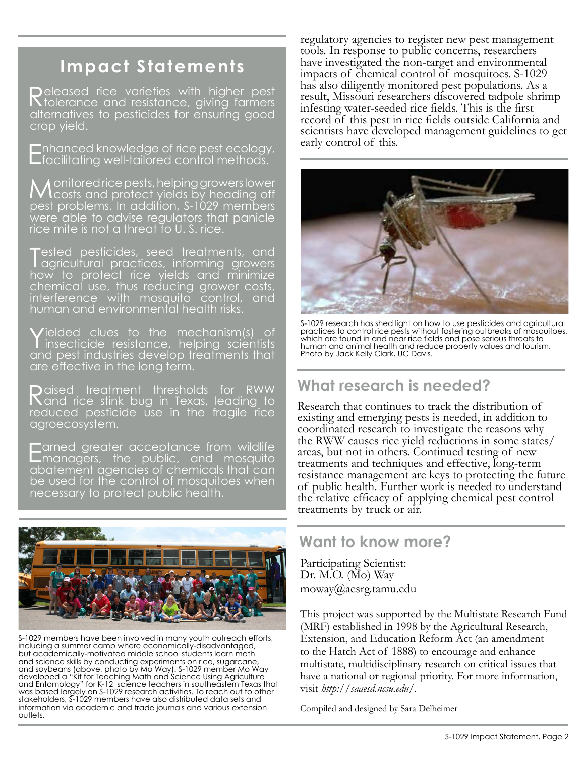## Impact Statements

Released rice varieties with higher pest tolerance and resistance, giving farmers alternatives to pesticides for ensuring good crop yield.

Enhanced knowledge of rice pest ecology, facilitating well-tailored control methods.

Monitored rice pests, helping growers lower costs and protect yields by heading off pest problems. In addition, S-1029 members were able to advise regulators that panicle rice mite is not a threat to U. S. rice.

Tested pesticides, seed treatments, and agricultural practices, informing growers how to protect rice yields and minimize chemical use, thus reducing grower costs, interference with mosquito control, and human and environmental health risks.

Yielded clues to the mechanism(s) of insecticide resistance, helping scientists and pest industries develop treatments that are effective in the long term.

Raised treatment thresholds for RWW and rice stink bug in Texas, leading to reduced pesticide use in the fragile rice agroecosystem.

Earned greater acceptance from wildlife managers, the public, and mosquito abatement agencies of chemicals that can be used for the control of mosquitoes when necessary to protect public health.

S-1029 members have been involved in many youth outreach efforts, including a summer camp where economically-disadvantaged, but academically-motivated middle school students learn math and science skills by conducting experiments on rice, sugarcane, and soybeans (above, photo by Mo Way). S-1029 member Mo Way developed a "Kit for Teaching Math and Science Using Agriculture and Entomology" for K-12 science teachers in southeastern Texas that was based largely on S-1029 research activities. To reach out to other stakeholders, S-1029 members have also distributed data sets and information via academic and trade journals and various extension outlets.

regulatory agencies to register new pest management tools. In response to public concerns, researchers have investigated the non-target and environmental impacts of chemical control of mosquitoes. S-1029 has also diligently monitored pest populations. As a result, Missouri researchers discovered tadpole shrimp infesting water-seeded rice fields. This is the first record of this pest in rice fields outside California and scientists have developed management guidelines to get early control of this.

S-1029 research has shed light on how to use pesticides and agricultural practices to control rice pests without fostering outbreaks of mosquitoes, which are found in and near rice fields and pose serious threats to human and animal health and reduce property values and tourism. Photo by Jack Kelly Clark, UC Davis.

## What research is needed?

Research that continues to track the distribution of existing and emerging pests is needed, in addition to coordinated research to investigate the reasons why the RWW causes rice yield reductions in some states/areas, but not in others. Continued testing of new treatments and techniques and effective, long-term resistance management are keys to protecting the future of public health. Further work is needed to understand the relative efficacy of applying chemical pest control treatments by truck or air.

## Want to know more?

Participating Scientist:
Dr. M.O. (Mo) Way
moway@aesrg.tamu.edu

This project was supported by the Multistate Research Fund (MRF) established in 1998 by the Agricultural Research, Extension, and Education Reform Act (an amendment to the Hatch Act of 1888) to encourage and enhance multistate, multidisciplinary research on critical issues that have a national or regional priority. For more information, visit *http://saaesd.ncsu.edu/*.

Compiled and designed by Sara Delheimer